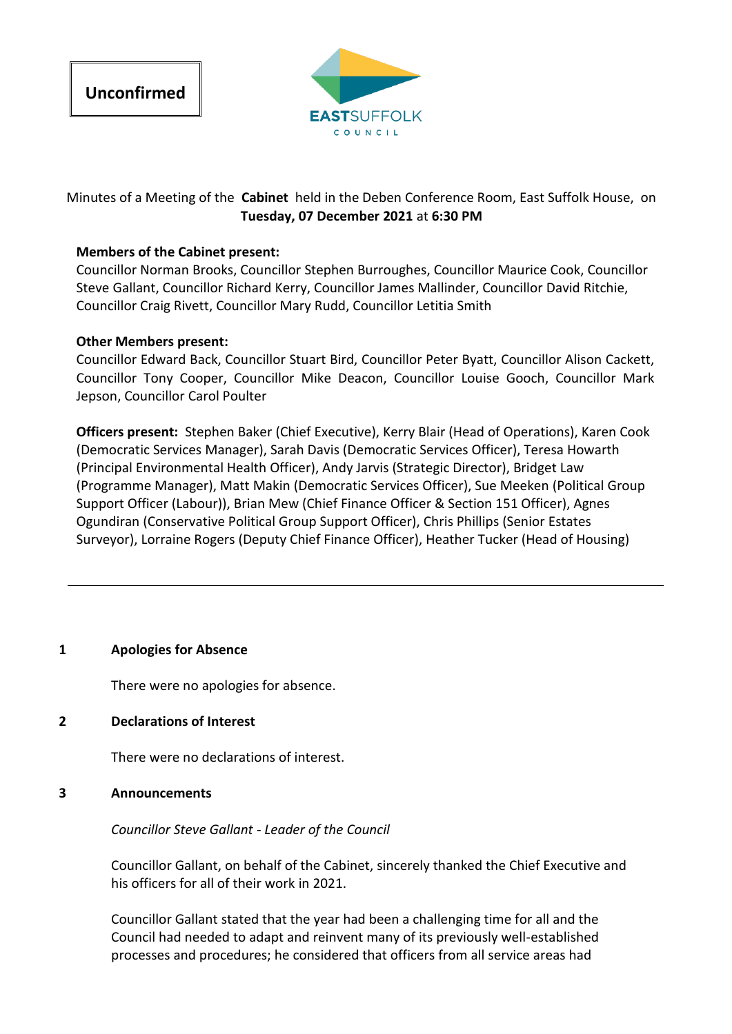**Unconfirmed**

EASTSUFFOLK COUNCIL

Minutes of a Meeting of the **Cabinet** held in the Deben Conference Room, East Suffolk House, on **Tuesday, 07 December 2021** at **6:30 PM**

**Members of the Cabinet present:**
Councillor Norman Brooks, Councillor Stephen Burroughes, Councillor Maurice Cook, Councillor Steve Gallant, Councillor Richard Kerry, Councillor James Mallinder, Councillor David Ritchie, Councillor Craig Rivett, Councillor Mary Rudd, Councillor Letitia Smith

**Other Members present:**
Councillor Edward Back, Councillor Stuart Bird, Councillor Peter Byatt, Councillor Alison Cackett, Councillor Tony Cooper, Councillor Mike Deacon, Councillor Louise Gooch, Councillor Mark Jepson, Councillor Carol Poulter

**Officers present:** Stephen Baker (Chief Executive), Kerry Blair (Head of Operations), Karen Cook (Democratic Services Manager), Sarah Davis (Democratic Services Officer), Teresa Howarth (Principal Environmental Health Officer), Andy Jarvis (Strategic Director), Bridget Law (Programme Manager), Matt Makin (Democratic Services Officer), Sue Meeken (Political Group Support Officer (Labour)), Brian Mew (Chief Finance Officer & Section 151 Officer), Agnes Ogundiran (Conservative Political Group Support Officer), Chris Phillips (Senior Estates Surveyor), Lorraine Rogers (Deputy Chief Finance Officer), Heather Tucker (Head of Housing)

---

## 1 Apologies for Absence

There were no apologies for absence.

## 2 Declarations of Interest

There were no declarations of interest.

## 3 Announcements

*Councillor Steve Gallant - Leader of the Council*

Councillor Gallant, on behalf of the Cabinet, sincerely thanked the Chief Executive and his officers for all of their work in 2021.

Councillor Gallant stated that the year had been a challenging time for all and the Council had needed to adapt and reinvent many of its previously well-established processes and procedures; he considered that officers from all service areas had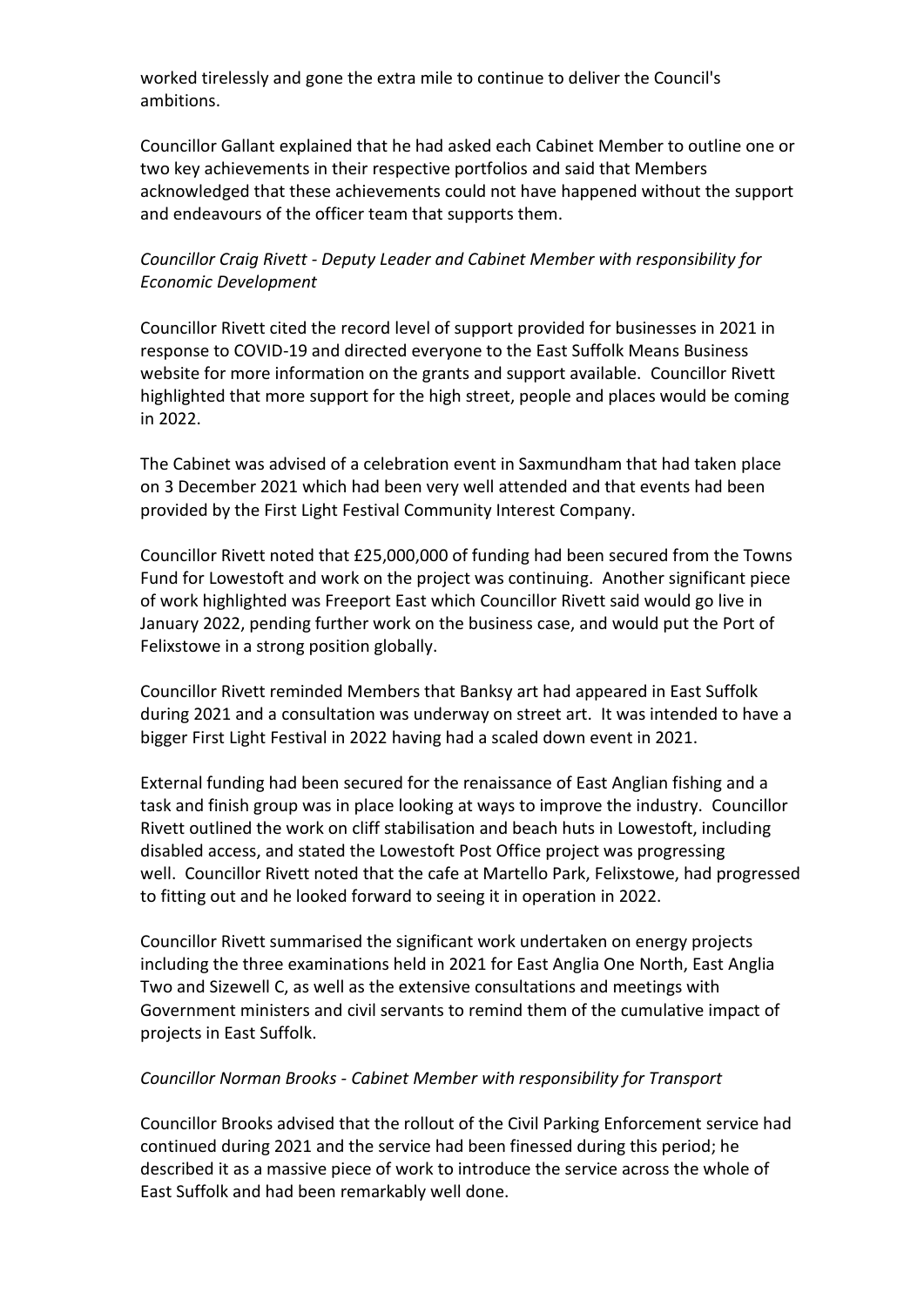worked tirelessly and gone the extra mile to continue to deliver the Council's ambitions.

Councillor Gallant explained that he had asked each Cabinet Member to outline one or two key achievements in their respective portfolios and said that Members acknowledged that these achievements could not have happened without the support and endeavours of the officer team that supports them.

*Councillor Craig Rivett - Deputy Leader and Cabinet Member with responsibility for Economic Development*

Councillor Rivett cited the record level of support provided for businesses in 2021 in response to COVID-19 and directed everyone to the East Suffolk Means Business website for more information on the grants and support available. Councillor Rivett highlighted that more support for the high street, people and places would be coming in 2022.

The Cabinet was advised of a celebration event in Saxmundham that had taken place on 3 December 2021 which had been very well attended and that events had been provided by the First Light Festival Community Interest Company.

Councillor Rivett noted that £25,000,000 of funding had been secured from the Towns Fund for Lowestoft and work on the project was continuing. Another significant piece of work highlighted was Freeport East which Councillor Rivett said would go live in January 2022, pending further work on the business case, and would put the Port of Felixstowe in a strong position globally.

Councillor Rivett reminded Members that Banksy art had appeared in East Suffolk during 2021 and a consultation was underway on street art. It was intended to have a bigger First Light Festival in 2022 having had a scaled down event in 2021.

External funding had been secured for the renaissance of East Anglian fishing and a task and finish group was in place looking at ways to improve the industry. Councillor Rivett outlined the work on cliff stabilisation and beach huts in Lowestoft, including disabled access, and stated the Lowestoft Post Office project was progressing well. Councillor Rivett noted that the cafe at Martello Park, Felixstowe, had progressed to fitting out and he looked forward to seeing it in operation in 2022.

Councillor Rivett summarised the significant work undertaken on energy projects including the three examinations held in 2021 for East Anglia One North, East Anglia Two and Sizewell C, as well as the extensive consultations and meetings with Government ministers and civil servants to remind them of the cumulative impact of projects in East Suffolk.

*Councillor Norman Brooks - Cabinet Member with responsibility for Transport*

Councillor Brooks advised that the rollout of the Civil Parking Enforcement service had continued during 2021 and the service had been finessed during this period; he described it as a massive piece of work to introduce the service across the whole of East Suffolk and had been remarkably well done.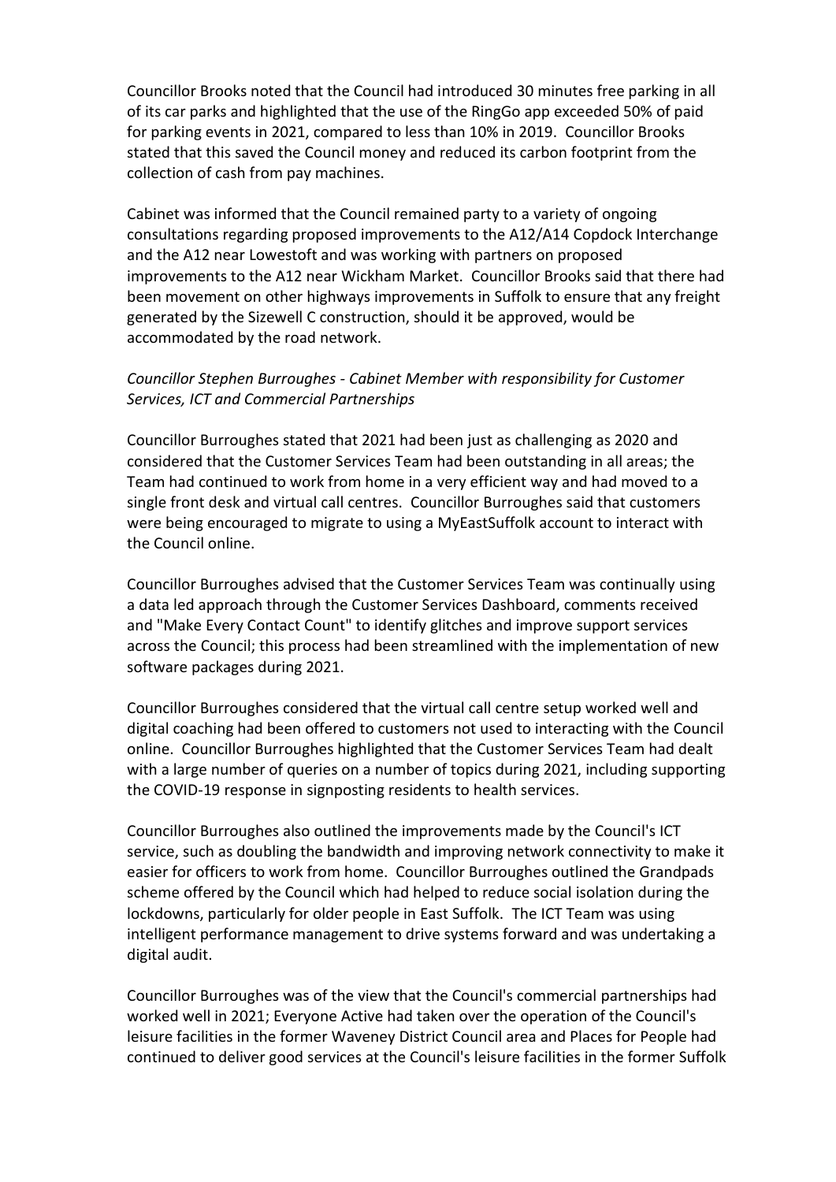Councillor Brooks noted that the Council had introduced 30 minutes free parking in all of its car parks and highlighted that the use of the RingGo app exceeded 50% of paid for parking events in 2021, compared to less than 10% in 2019. Councillor Brooks stated that this saved the Council money and reduced its carbon footprint from the collection of cash from pay machines.

Cabinet was informed that the Council remained party to a variety of ongoing consultations regarding proposed improvements to the A12/A14 Copdock Interchange and the A12 near Lowestoft and was working with partners on proposed improvements to the A12 near Wickham Market. Councillor Brooks said that there had been movement on other highways improvements in Suffolk to ensure that any freight generated by the Sizewell C construction, should it be approved, would be accommodated by the road network.

*Councillor Stephen Burroughes - Cabinet Member with responsibility for Customer Services, ICT and Commercial Partnerships*

Councillor Burroughes stated that 2021 had been just as challenging as 2020 and considered that the Customer Services Team had been outstanding in all areas; the Team had continued to work from home in a very efficient way and had moved to a single front desk and virtual call centres. Councillor Burroughes said that customers were being encouraged to migrate to using a MyEastSuffolk account to interact with the Council online.

Councillor Burroughes advised that the Customer Services Team was continually using a data led approach through the Customer Services Dashboard, comments received and "Make Every Contact Count" to identify glitches and improve support services across the Council; this process had been streamlined with the implementation of new software packages during 2021.

Councillor Burroughes considered that the virtual call centre setup worked well and digital coaching had been offered to customers not used to interacting with the Council online. Councillor Burroughes highlighted that the Customer Services Team had dealt with a large number of queries on a number of topics during 2021, including supporting the COVID-19 response in signposting residents to health services.

Councillor Burroughes also outlined the improvements made by the Council's ICT service, such as doubling the bandwidth and improving network connectivity to make it easier for officers to work from home. Councillor Burroughes outlined the Grandpads scheme offered by the Council which had helped to reduce social isolation during the lockdowns, particularly for older people in East Suffolk. The ICT Team was using intelligent performance management to drive systems forward and was undertaking a digital audit.

Councillor Burroughes was of the view that the Council's commercial partnerships had worked well in 2021; Everyone Active had taken over the operation of the Council's leisure facilities in the former Waveney District Council area and Places for People had continued to deliver good services at the Council's leisure facilities in the former Suffolk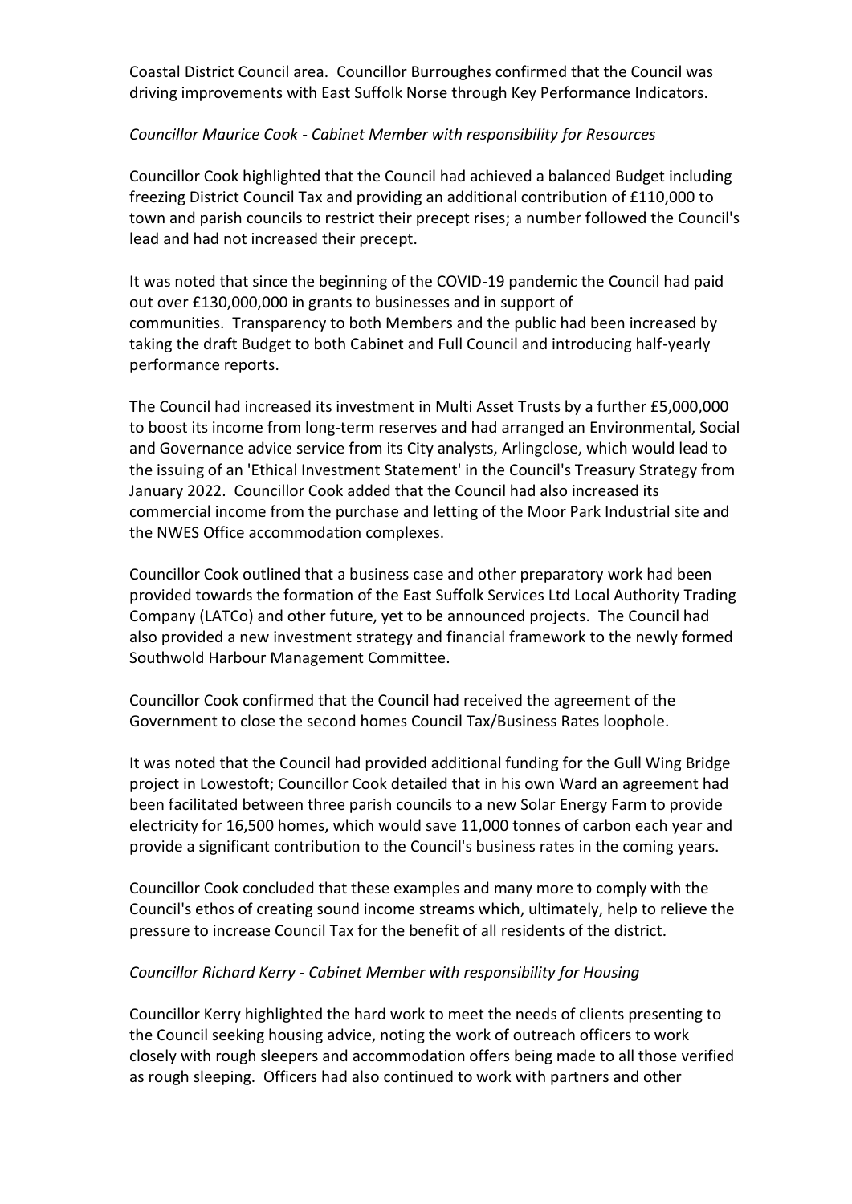Coastal District Council area. Councillor Burroughes confirmed that the Council was driving improvements with East Suffolk Norse through Key Performance Indicators.

*Councillor Maurice Cook - Cabinet Member with responsibility for Resources*

Councillor Cook highlighted that the Council had achieved a balanced Budget including freezing District Council Tax and providing an additional contribution of £110,000 to town and parish councils to restrict their precept rises; a number followed the Council's lead and had not increased their precept.

It was noted that since the beginning of the COVID-19 pandemic the Council had paid out over £130,000,000 in grants to businesses and in support of communities. Transparency to both Members and the public had been increased by taking the draft Budget to both Cabinet and Full Council and introducing half-yearly performance reports.

The Council had increased its investment in Multi Asset Trusts by a further £5,000,000 to boost its income from long-term reserves and had arranged an Environmental, Social and Governance advice service from its City analysts, Arlingclose, which would lead to the issuing of an 'Ethical Investment Statement' in the Council's Treasury Strategy from January 2022. Councillor Cook added that the Council had also increased its commercial income from the purchase and letting of the Moor Park Industrial site and the NWES Office accommodation complexes.

Councillor Cook outlined that a business case and other preparatory work had been provided towards the formation of the East Suffolk Services Ltd Local Authority Trading Company (LATCo) and other future, yet to be announced projects. The Council had also provided a new investment strategy and financial framework to the newly formed Southwold Harbour Management Committee.

Councillor Cook confirmed that the Council had received the agreement of the Government to close the second homes Council Tax/Business Rates loophole.

It was noted that the Council had provided additional funding for the Gull Wing Bridge project in Lowestoft; Councillor Cook detailed that in his own Ward an agreement had been facilitated between three parish councils to a new Solar Energy Farm to provide electricity for 16,500 homes, which would save 11,000 tonnes of carbon each year and provide a significant contribution to the Council's business rates in the coming years.

Councillor Cook concluded that these examples and many more to comply with the Council's ethos of creating sound income streams which, ultimately, help to relieve the pressure to increase Council Tax for the benefit of all residents of the district.

*Councillor Richard Kerry - Cabinet Member with responsibility for Housing*

Councillor Kerry highlighted the hard work to meet the needs of clients presenting to the Council seeking housing advice, noting the work of outreach officers to work closely with rough sleepers and accommodation offers being made to all those verified as rough sleeping. Officers had also continued to work with partners and other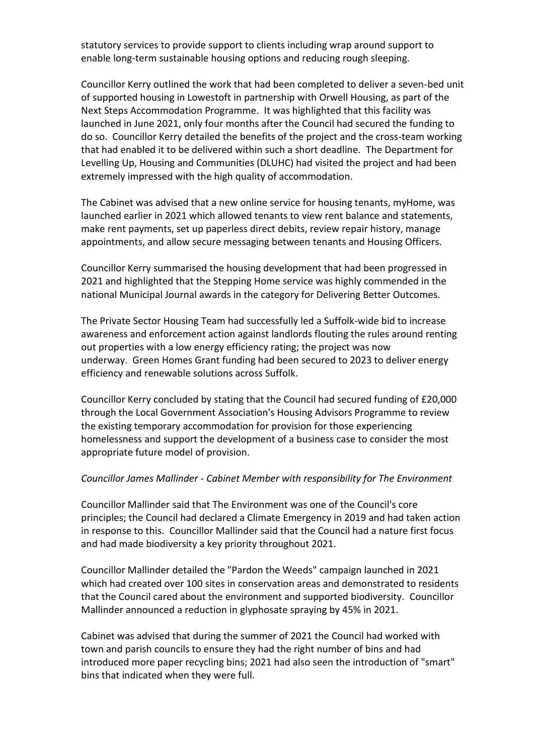statutory services to provide support to clients including wrap around support to enable long-term sustainable housing options and reducing rough sleeping.

Councillor Kerry outlined the work that had been completed to deliver a seven-bed unit of supported housing in Lowestoft in partnership with Orwell Housing, as part of the Next Steps Accommodation Programme. It was highlighted that this facility was launched in June 2021, only four months after the Council had secured the funding to do so. Councillor Kerry detailed the benefits of the project and the cross-team working that had enabled it to be delivered within such a short deadline. The Department for Levelling Up, Housing and Communities (DLUHC) had visited the project and had been extremely impressed with the high quality of accommodation.

The Cabinet was advised that a new online service for housing tenants, myHome, was launched earlier in 2021 which allowed tenants to view rent balance and statements, make rent payments, set up paperless direct debits, review repair history, manage appointments, and allow secure messaging between tenants and Housing Officers.

Councillor Kerry summarised the housing development that had been progressed in 2021 and highlighted that the Stepping Home service was highly commended in the national Municipal Journal awards in the category for Delivering Better Outcomes.

The Private Sector Housing Team had successfully led a Suffolk-wide bid to increase awareness and enforcement action against landlords flouting the rules around renting out properties with a low energy efficiency rating; the project was now underway. Green Homes Grant funding had been secured to 2023 to deliver energy efficiency and renewable solutions across Suffolk.

Councillor Kerry concluded by stating that the Council had secured funding of £20,000 through the Local Government Association's Housing Advisors Programme to review the existing temporary accommodation for provision for those experiencing homelessness and support the development of a business case to consider the most appropriate future model of provision.

*Councillor James Mallinder - Cabinet Member with responsibility for The Environment*

Councillor Mallinder said that The Environment was one of the Council's core principles; the Council had declared a Climate Emergency in 2019 and had taken action in response to this. Councillor Mallinder said that the Council had a nature first focus and had made biodiversity a key priority throughout 2021.

Councillor Mallinder detailed the "Pardon the Weeds" campaign launched in 2021 which had created over 100 sites in conservation areas and demonstrated to residents that the Council cared about the environment and supported biodiversity. Councillor Mallinder announced a reduction in glyphosate spraying by 45% in 2021.

Cabinet was advised that during the summer of 2021 the Council had worked with town and parish councils to ensure they had the right number of bins and had introduced more paper recycling bins; 2021 had also seen the introduction of "smart" bins that indicated when they were full.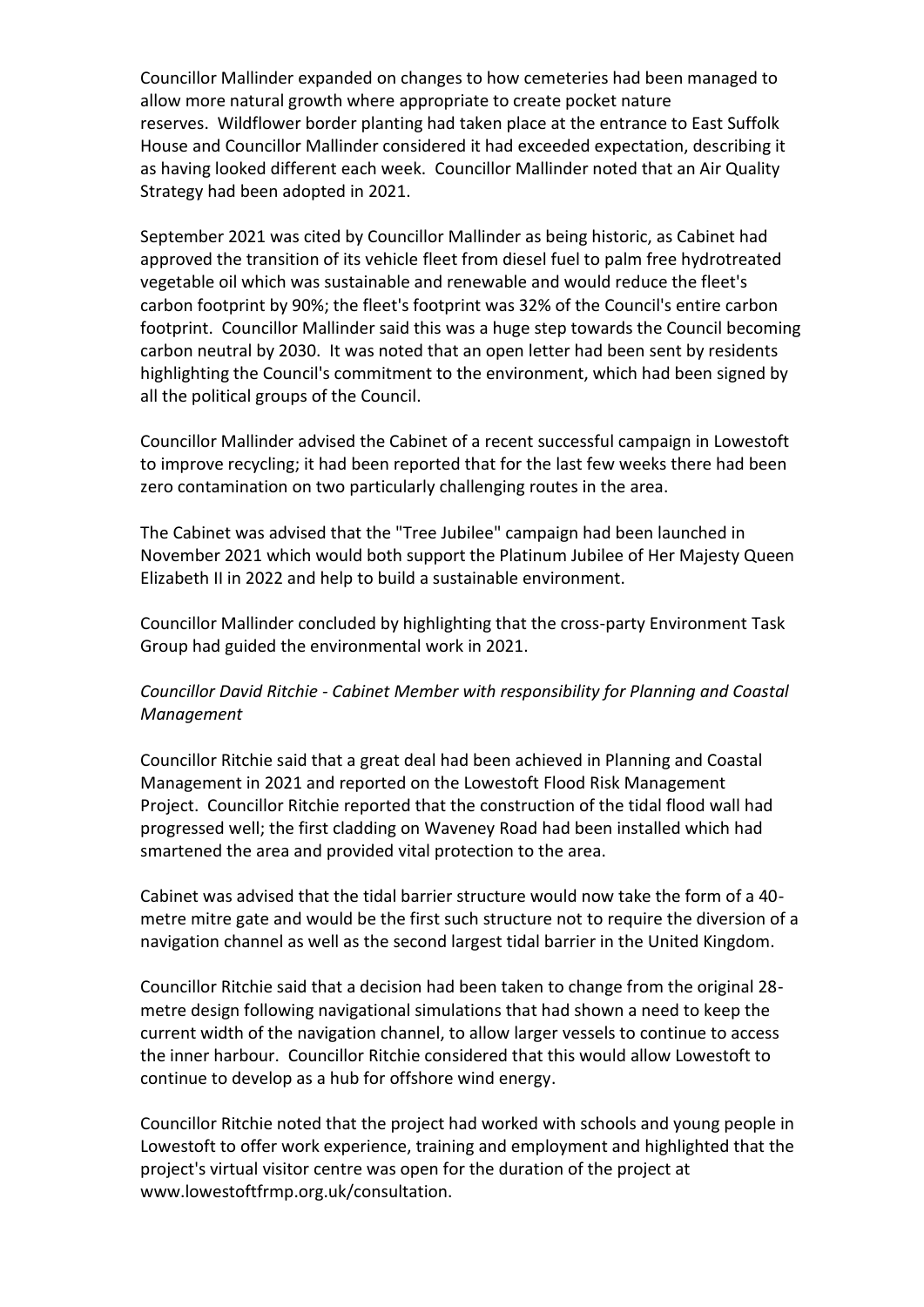Councillor Mallinder expanded on changes to how cemeteries had been managed to allow more natural growth where appropriate to create pocket nature reserves. Wildflower border planting had taken place at the entrance to East Suffolk House and Councillor Mallinder considered it had exceeded expectation, describing it as having looked different each week. Councillor Mallinder noted that an Air Quality Strategy had been adopted in 2021.

September 2021 was cited by Councillor Mallinder as being historic, as Cabinet had approved the transition of its vehicle fleet from diesel fuel to palm free hydrotreated vegetable oil which was sustainable and renewable and would reduce the fleet's carbon footprint by 90%; the fleet's footprint was 32% of the Council's entire carbon footprint. Councillor Mallinder said this was a huge step towards the Council becoming carbon neutral by 2030. It was noted that an open letter had been sent by residents highlighting the Council's commitment to the environment, which had been signed by all the political groups of the Council.

Councillor Mallinder advised the Cabinet of a recent successful campaign in Lowestoft to improve recycling; it had been reported that for the last few weeks there had been zero contamination on two particularly challenging routes in the area.

The Cabinet was advised that the "Tree Jubilee" campaign had been launched in November 2021 which would both support the Platinum Jubilee of Her Majesty Queen Elizabeth II in 2022 and help to build a sustainable environment.

Councillor Mallinder concluded by highlighting that the cross-party Environment Task Group had guided the environmental work in 2021.

*Councillor David Ritchie - Cabinet Member with responsibility for Planning and Coastal Management*

Councillor Ritchie said that a great deal had been achieved in Planning and Coastal Management in 2021 and reported on the Lowestoft Flood Risk Management Project. Councillor Ritchie reported that the construction of the tidal flood wall had progressed well; the first cladding on Waveney Road had been installed which had smartened the area and provided vital protection to the area.

Cabinet was advised that the tidal barrier structure would now take the form of a 40-metre mitre gate and would be the first such structure not to require the diversion of a navigation channel as well as the second largest tidal barrier in the United Kingdom.

Councillor Ritchie said that a decision had been taken to change from the original 28-metre design following navigational simulations that had shown a need to keep the current width of the navigation channel, to allow larger vessels to continue to access the inner harbour. Councillor Ritchie considered that this would allow Lowestoft to continue to develop as a hub for offshore wind energy.

Councillor Ritchie noted that the project had worked with schools and young people in Lowestoft to offer work experience, training and employment and highlighted that the project's virtual visitor centre was open for the duration of the project at www.lowestoftfrmp.org.uk/consultation.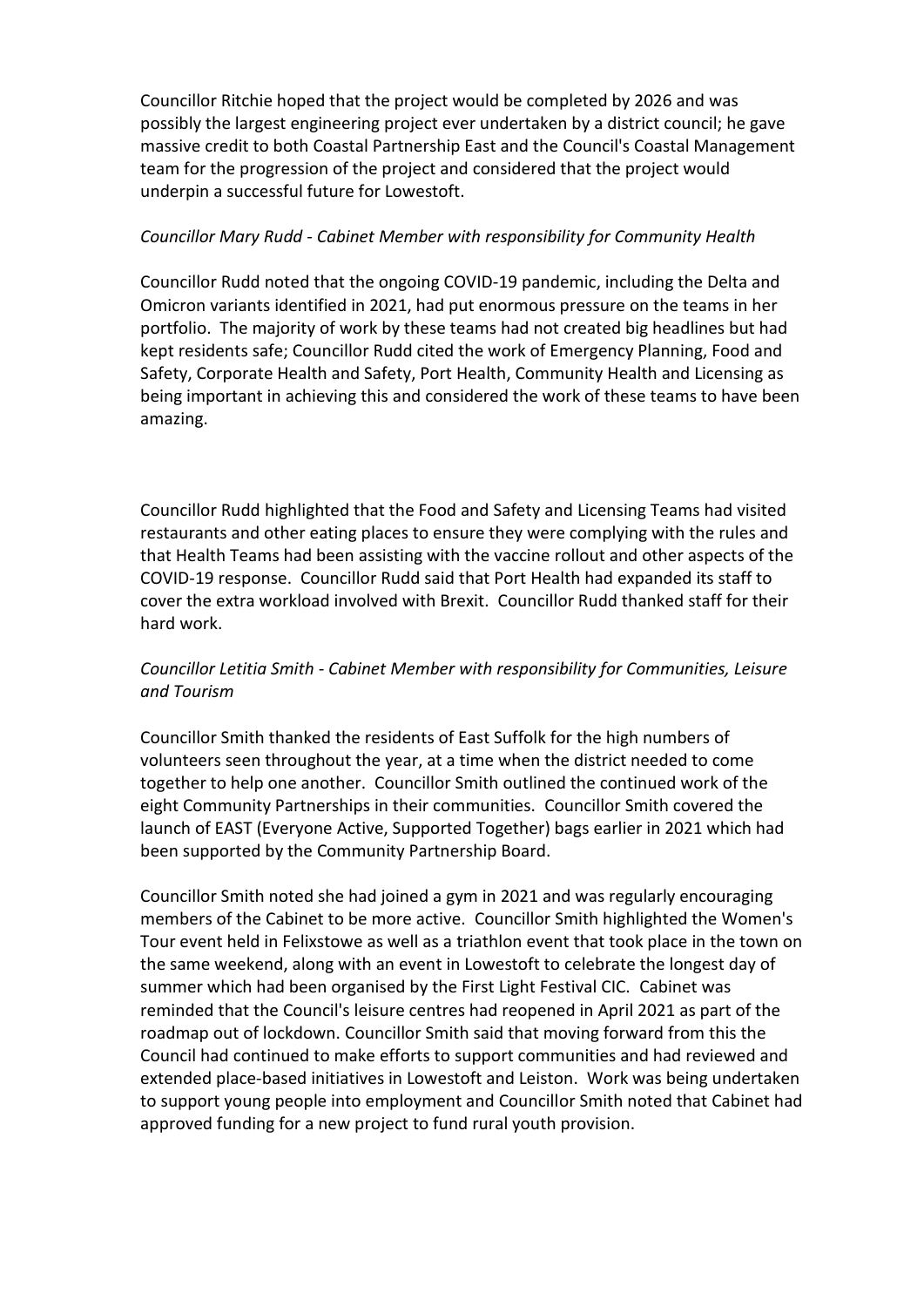Councillor Ritchie hoped that the project would be completed by 2026 and was possibly the largest engineering project ever undertaken by a district council; he gave massive credit to both Coastal Partnership East and the Council's Coastal Management team for the progression of the project and considered that the project would underpin a successful future for Lowestoft.

*Councillor Mary Rudd - Cabinet Member with responsibility for Community Health*

Councillor Rudd noted that the ongoing COVID-19 pandemic, including the Delta and Omicron variants identified in 2021, had put enormous pressure on the teams in her portfolio. The majority of work by these teams had not created big headlines but had kept residents safe; Councillor Rudd cited the work of Emergency Planning, Food and Safety, Corporate Health and Safety, Port Health, Community Health and Licensing as being important in achieving this and considered the work of these teams to have been amazing.

Councillor Rudd highlighted that the Food and Safety and Licensing Teams had visited restaurants and other eating places to ensure they were complying with the rules and that Health Teams had been assisting with the vaccine rollout and other aspects of the COVID-19 response. Councillor Rudd said that Port Health had expanded its staff to cover the extra workload involved with Brexit. Councillor Rudd thanked staff for their hard work.

*Councillor Letitia Smith - Cabinet Member with responsibility for Communities, Leisure and Tourism*

Councillor Smith thanked the residents of East Suffolk for the high numbers of volunteers seen throughout the year, at a time when the district needed to come together to help one another. Councillor Smith outlined the continued work of the eight Community Partnerships in their communities. Councillor Smith covered the launch of EAST (Everyone Active, Supported Together) bags earlier in 2021 which had been supported by the Community Partnership Board.

Councillor Smith noted she had joined a gym in 2021 and was regularly encouraging members of the Cabinet to be more active. Councillor Smith highlighted the Women's Tour event held in Felixstowe as well as a triathlon event that took place in the town on the same weekend, along with an event in Lowestoft to celebrate the longest day of summer which had been organised by the First Light Festival CIC. Cabinet was reminded that the Council's leisure centres had reopened in April 2021 as part of the roadmap out of lockdown. Councillor Smith said that moving forward from this the Council had continued to make efforts to support communities and had reviewed and extended place-based initiatives in Lowestoft and Leiston. Work was being undertaken to support young people into employment and Councillor Smith noted that Cabinet had approved funding for a new project to fund rural youth provision.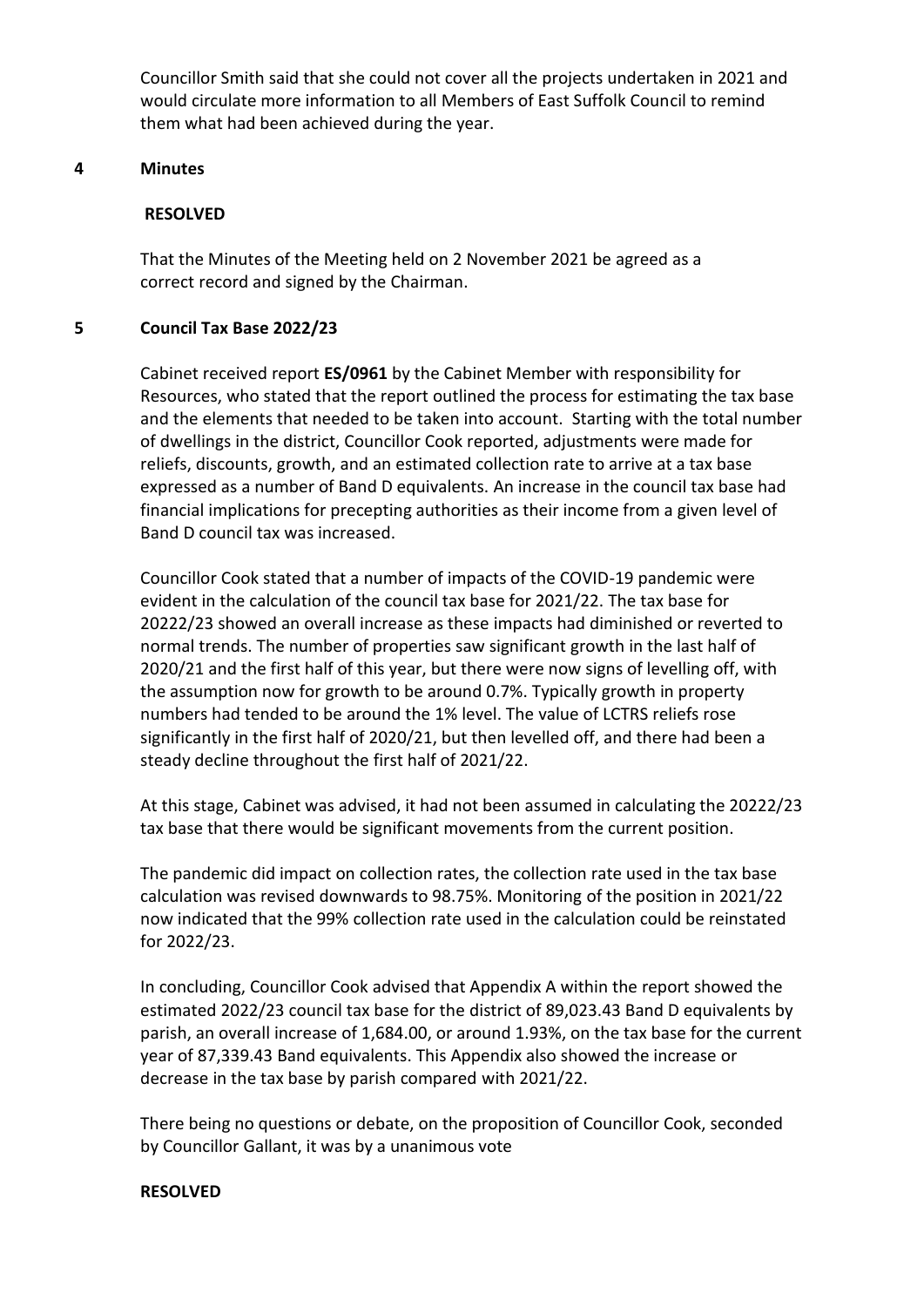Councillor Smith said that she could not cover all the projects undertaken in 2021 and would circulate more information to all Members of East Suffolk Council to remind them what had been achieved during the year.

## 4 Minutes

**RESOLVED**

That the Minutes of the Meeting held on 2 November 2021 be agreed as a correct record and signed by the Chairman.

## 5 Council Tax Base 2022/23

Cabinet received report **ES/0961** by the Cabinet Member with responsibility for Resources, who stated that the report outlined the process for estimating the tax base and the elements that needed to be taken into account. Starting with the total number of dwellings in the district, Councillor Cook reported, adjustments were made for reliefs, discounts, growth, and an estimated collection rate to arrive at a tax base expressed as a number of Band D equivalents. An increase in the council tax base had financial implications for precepting authorities as their income from a given level of Band D council tax was increased.

Councillor Cook stated that a number of impacts of the COVID-19 pandemic were evident in the calculation of the council tax base for 2021/22. The tax base for 20222/23 showed an overall increase as these impacts had diminished or reverted to normal trends. The number of properties saw significant growth in the last half of 2020/21 and the first half of this year, but there were now signs of levelling off, with the assumption now for growth to be around 0.7%. Typically growth in property numbers had tended to be around the 1% level. The value of LCTRS reliefs rose significantly in the first half of 2020/21, but then levelled off, and there had been a steady decline throughout the first half of 2021/22.

At this stage, Cabinet was advised, it had not been assumed in calculating the 20222/23 tax base that there would be significant movements from the current position.

The pandemic did impact on collection rates, the collection rate used in the tax base calculation was revised downwards to 98.75%. Monitoring of the position in 2021/22 now indicated that the 99% collection rate used in the calculation could be reinstated for 2022/23.

In concluding, Councillor Cook advised that Appendix A within the report showed the estimated 2022/23 council tax base for the district of 89,023.43 Band D equivalents by parish, an overall increase of 1,684.00, or around 1.93%, on the tax base for the current year of 87,339.43 Band equivalents. This Appendix also showed the increase or decrease in the tax base by parish compared with 2021/22.

There being no questions or debate, on the proposition of Councillor Cook, seconded by Councillor Gallant, it was by a unanimous vote

**RESOLVED**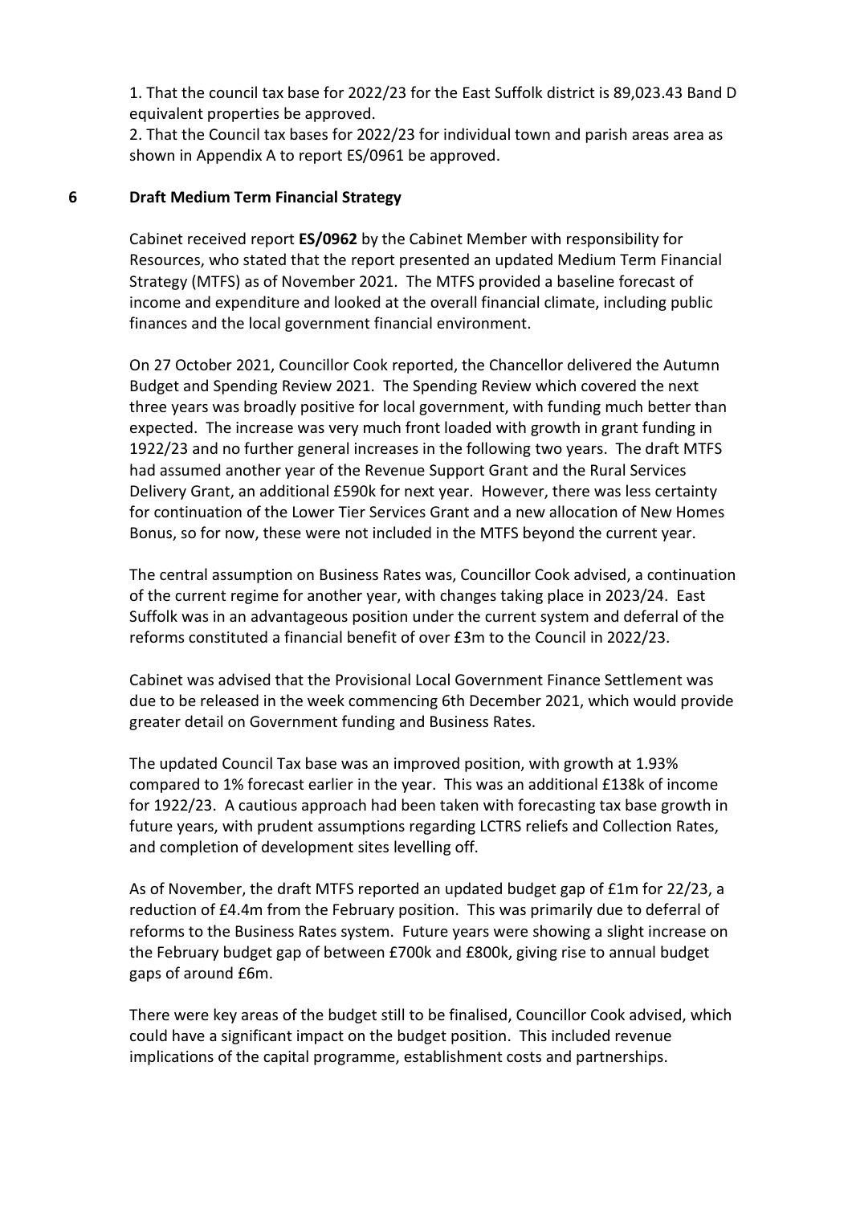1. That the council tax base for 2022/23 for the East Suffolk district is 89,023.43 Band D equivalent properties be approved.
2. That the Council tax bases for 2022/23 for individual town and parish areas area as shown in Appendix A to report ES/0961 be approved.

## 6 Draft Medium Term Financial Strategy

Cabinet received report **ES/0962** by the Cabinet Member with responsibility for Resources, who stated that the report presented an updated Medium Term Financial Strategy (MTFS) as of November 2021. The MTFS provided a baseline forecast of income and expenditure and looked at the overall financial climate, including public finances and the local government financial environment.

On 27 October 2021, Councillor Cook reported, the Chancellor delivered the Autumn Budget and Spending Review 2021. The Spending Review which covered the next three years was broadly positive for local government, with funding much better than expected. The increase was very much front loaded with growth in grant funding in 1922/23 and no further general increases in the following two years. The draft MTFS had assumed another year of the Revenue Support Grant and the Rural Services Delivery Grant, an additional £590k for next year. However, there was less certainty for continuation of the Lower Tier Services Grant and a new allocation of New Homes Bonus, so for now, these were not included in the MTFS beyond the current year.

The central assumption on Business Rates was, Councillor Cook advised, a continuation of the current regime for another year, with changes taking place in 2023/24. East Suffolk was in an advantageous position under the current system and deferral of the reforms constituted a financial benefit of over £3m to the Council in 2022/23.

Cabinet was advised that the Provisional Local Government Finance Settlement was due to be released in the week commencing 6th December 2021, which would provide greater detail on Government funding and Business Rates.

The updated Council Tax base was an improved position, with growth at 1.93% compared to 1% forecast earlier in the year. This was an additional £138k of income for 1922/23. A cautious approach had been taken with forecasting tax base growth in future years, with prudent assumptions regarding LCTRS reliefs and Collection Rates, and completion of development sites levelling off.

As of November, the draft MTFS reported an updated budget gap of £1m for 22/23, a reduction of £4.4m from the February position. This was primarily due to deferral of reforms to the Business Rates system. Future years were showing a slight increase on the February budget gap of between £700k and £800k, giving rise to annual budget gaps of around £6m.

There were key areas of the budget still to be finalised, Councillor Cook advised, which could have a significant impact on the budget position. This included revenue implications of the capital programme, establishment costs and partnerships.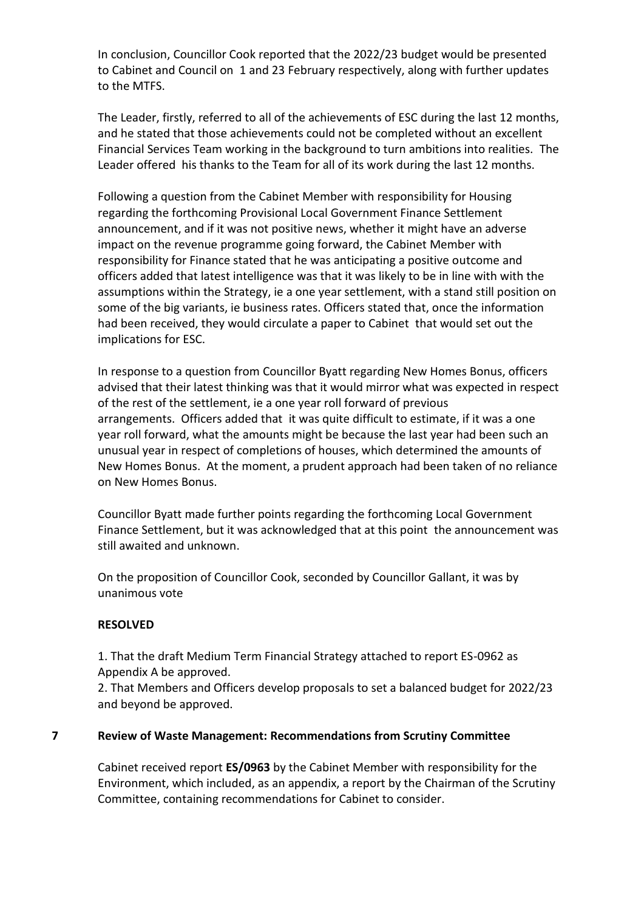In conclusion, Councillor Cook reported that the 2022/23 budget would be presented to Cabinet and Council on 1 and 23 February respectively, along with further updates to the MTFS.

The Leader, firstly, referred to all of the achievements of ESC during the last 12 months, and he stated that those achievements could not be completed without an excellent Financial Services Team working in the background to turn ambitions into realities. The Leader offered his thanks to the Team for all of its work during the last 12 months.

Following a question from the Cabinet Member with responsibility for Housing regarding the forthcoming Provisional Local Government Finance Settlement announcement, and if it was not positive news, whether it might have an adverse impact on the revenue programme going forward, the Cabinet Member with responsibility for Finance stated that he was anticipating a positive outcome and officers added that latest intelligence was that it was likely to be in line with with the assumptions within the Strategy, ie a one year settlement, with a stand still position on some of the big variants, ie business rates. Officers stated that, once the information had been received, they would circulate a paper to Cabinet that would set out the implications for ESC.

In response to a question from Councillor Byatt regarding New Homes Bonus, officers advised that their latest thinking was that it would mirror what was expected in respect of the rest of the settlement, ie a one year roll forward of previous arrangements. Officers added that it was quite difficult to estimate, if it was a one year roll forward, what the amounts might be because the last year had been such an unusual year in respect of completions of houses, which determined the amounts of New Homes Bonus. At the moment, a prudent approach had been taken of no reliance on New Homes Bonus.

Councillor Byatt made further points regarding the forthcoming Local Government Finance Settlement, but it was acknowledged that at this point the announcement was still awaited and unknown.

On the proposition of Councillor Cook, seconded by Councillor Gallant, it was by unanimous vote

**RESOLVED**

1. That the draft Medium Term Financial Strategy attached to report ES-0962 as Appendix A be approved.
2. That Members and Officers develop proposals to set a balanced budget for 2022/23 and beyond be approved.

## 7 Review of Waste Management: Recommendations from Scrutiny Committee

Cabinet received report **ES/0963** by the Cabinet Member with responsibility for the Environment, which included, as an appendix, a report by the Chairman of the Scrutiny Committee, containing recommendations for Cabinet to consider.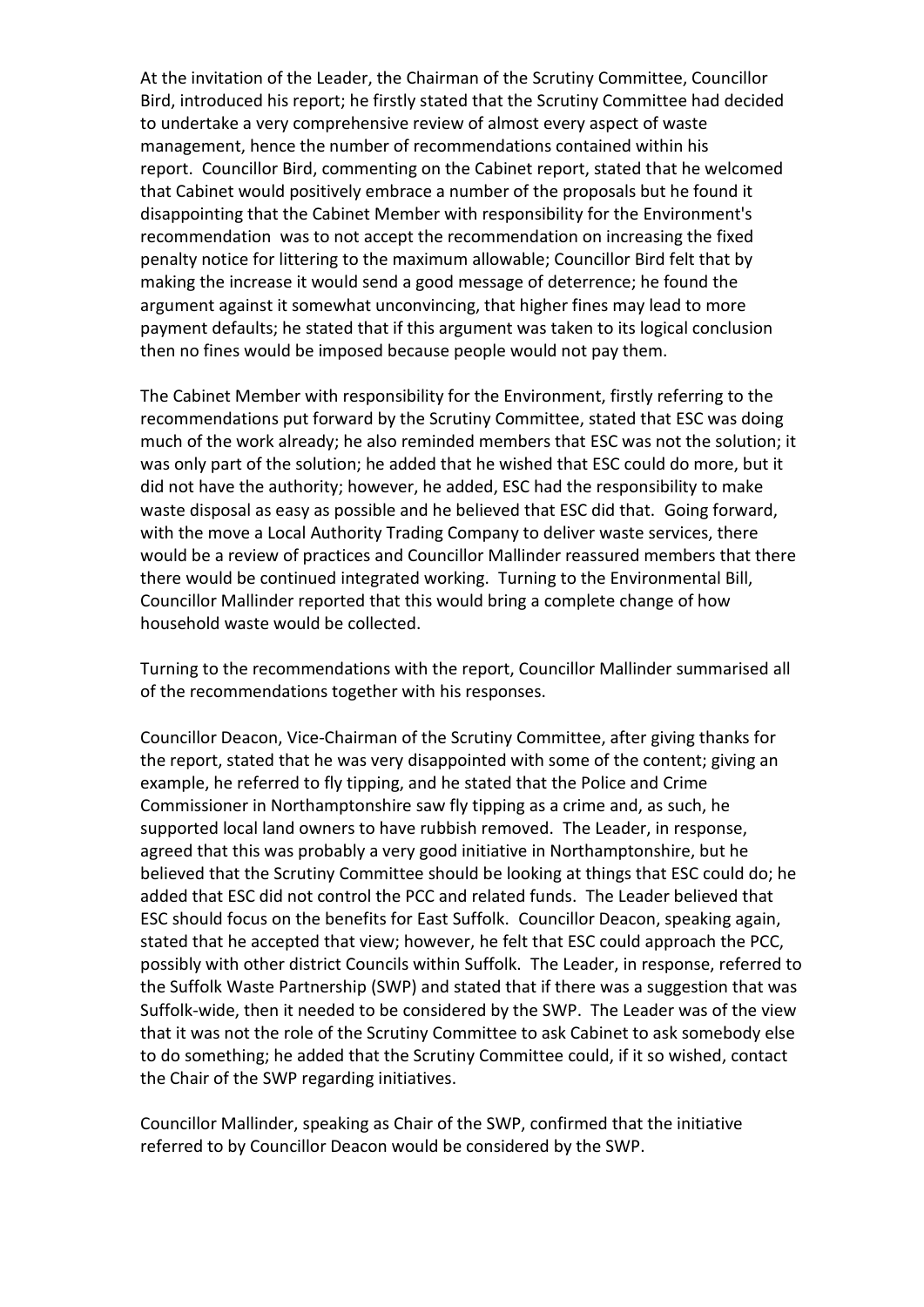At the invitation of the Leader, the Chairman of the Scrutiny Committee, Councillor Bird, introduced his report; he firstly stated that the Scrutiny Committee had decided to undertake a very comprehensive review of almost every aspect of waste management, hence the number of recommendations contained within his report. Councillor Bird, commenting on the Cabinet report, stated that he welcomed that Cabinet would positively embrace a number of the proposals but he found it disappointing that the Cabinet Member with responsibility for the Environment's recommendation was to not accept the recommendation on increasing the fixed penalty notice for littering to the maximum allowable; Councillor Bird felt that by making the increase it would send a good message of deterrence; he found the argument against it somewhat unconvincing, that higher fines may lead to more payment defaults; he stated that if this argument was taken to its logical conclusion then no fines would be imposed because people would not pay them.

The Cabinet Member with responsibility for the Environment, firstly referring to the recommendations put forward by the Scrutiny Committee, stated that ESC was doing much of the work already; he also reminded members that ESC was not the solution; it was only part of the solution; he added that he wished that ESC could do more, but it did not have the authority; however, he added, ESC had the responsibility to make waste disposal as easy as possible and he believed that ESC did that. Going forward, with the move a Local Authority Trading Company to deliver waste services, there would be a review of practices and Councillor Mallinder reassured members that there there would be continued integrated working. Turning to the Environmental Bill, Councillor Mallinder reported that this would bring a complete change of how household waste would be collected.

Turning to the recommendations with the report, Councillor Mallinder summarised all of the recommendations together with his responses.

Councillor Deacon, Vice-Chairman of the Scrutiny Committee, after giving thanks for the report, stated that he was very disappointed with some of the content; giving an example, he referred to fly tipping, and he stated that the Police and Crime Commissioner in Northamptonshire saw fly tipping as a crime and, as such, he supported local land owners to have rubbish removed. The Leader, in response, agreed that this was probably a very good initiative in Northamptonshire, but he believed that the Scrutiny Committee should be looking at things that ESC could do; he added that ESC did not control the PCC and related funds. The Leader believed that ESC should focus on the benefits for East Suffolk. Councillor Deacon, speaking again, stated that he accepted that view; however, he felt that ESC could approach the PCC, possibly with other district Councils within Suffolk. The Leader, in response, referred to the Suffolk Waste Partnership (SWP) and stated that if there was a suggestion that was Suffolk-wide, then it needed to be considered by the SWP. The Leader was of the view that it was not the role of the Scrutiny Committee to ask Cabinet to ask somebody else to do something; he added that the Scrutiny Committee could, if it so wished, contact the Chair of the SWP regarding initiatives.

Councillor Mallinder, speaking as Chair of the SWP, confirmed that the initiative referred to by Councillor Deacon would be considered by the SWP.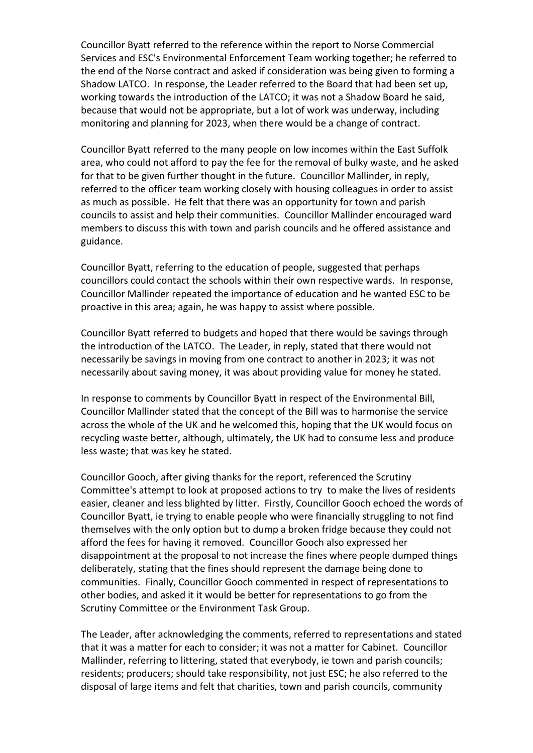Councillor Byatt referred to the reference within the report to Norse Commercial Services and ESC's Environmental Enforcement Team working together; he referred to the end of the Norse contract and asked if consideration was being given to forming a Shadow LATCO. In response, the Leader referred to the Board that had been set up, working towards the introduction of the LATCO; it was not a Shadow Board he said, because that would not be appropriate, but a lot of work was underway, including monitoring and planning for 2023, when there would be a change of contract.

Councillor Byatt referred to the many people on low incomes within the East Suffolk area, who could not afford to pay the fee for the removal of bulky waste, and he asked for that to be given further thought in the future. Councillor Mallinder, in reply, referred to the officer team working closely with housing colleagues in order to assist as much as possible. He felt that there was an opportunity for town and parish councils to assist and help their communities. Councillor Mallinder encouraged ward members to discuss this with town and parish councils and he offered assistance and guidance.

Councillor Byatt, referring to the education of people, suggested that perhaps councillors could contact the schools within their own respective wards. In response, Councillor Mallinder repeated the importance of education and he wanted ESC to be proactive in this area; again, he was happy to assist where possible.

Councillor Byatt referred to budgets and hoped that there would be savings through the introduction of the LATCO. The Leader, in reply, stated that there would not necessarily be savings in moving from one contract to another in 2023; it was not necessarily about saving money, it was about providing value for money he stated.

In response to comments by Councillor Byatt in respect of the Environmental Bill, Councillor Mallinder stated that the concept of the Bill was to harmonise the service across the whole of the UK and he welcomed this, hoping that the UK would focus on recycling waste better, although, ultimately, the UK had to consume less and produce less waste; that was key he stated.

Councillor Gooch, after giving thanks for the report, referenced the Scrutiny Committee's attempt to look at proposed actions to try to make the lives of residents easier, cleaner and less blighted by litter. Firstly, Councillor Gooch echoed the words of Councillor Byatt, ie trying to enable people who were financially struggling to not find themselves with the only option but to dump a broken fridge because they could not afford the fees for having it removed. Councillor Gooch also expressed her disappointment at the proposal to not increase the fines where people dumped things deliberately, stating that the fines should represent the damage being done to communities. Finally, Councillor Gooch commented in respect of representations to other bodies, and asked it it would be better for representations to go from the Scrutiny Committee or the Environment Task Group.

The Leader, after acknowledging the comments, referred to representations and stated that it was a matter for each to consider; it was not a matter for Cabinet. Councillor Mallinder, referring to littering, stated that everybody, ie town and parish councils; residents; producers; should take responsibility, not just ESC; he also referred to the disposal of large items and felt that charities, town and parish councils, community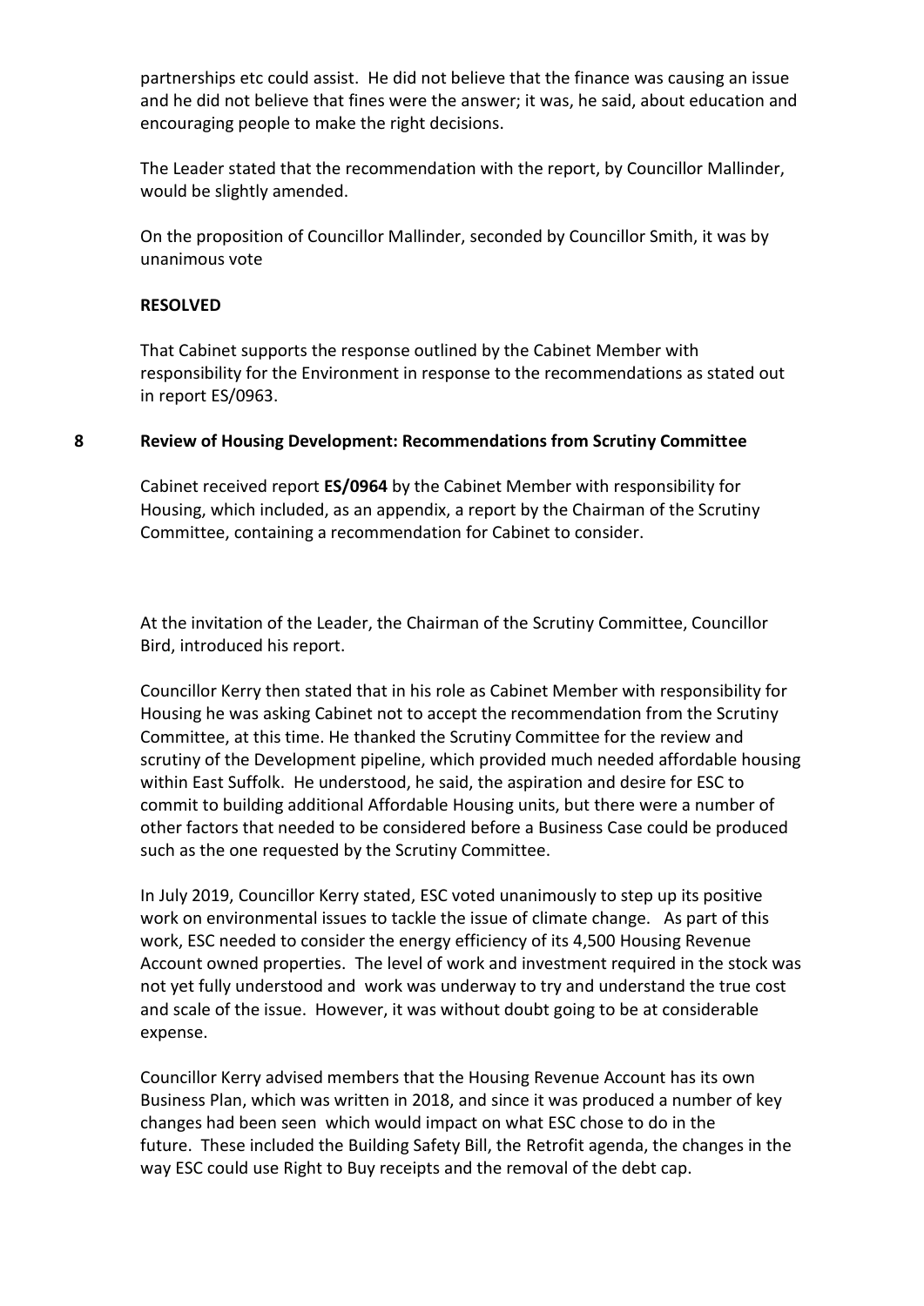partnerships etc could assist. He did not believe that the finance was causing an issue and he did not believe that fines were the answer; it was, he said, about education and encouraging people to make the right decisions.

The Leader stated that the recommendation with the report, by Councillor Mallinder, would be slightly amended.

On the proposition of Councillor Mallinder, seconded by Councillor Smith, it was by unanimous vote

**RESOLVED**

That Cabinet supports the response outlined by the Cabinet Member with responsibility for the Environment in response to the recommendations as stated out in report ES/0963.

## 8 Review of Housing Development: Recommendations from Scrutiny Committee

Cabinet received report **ES/0964** by the Cabinet Member with responsibility for Housing, which included, as an appendix, a report by the Chairman of the Scrutiny Committee, containing a recommendation for Cabinet to consider.

At the invitation of the Leader, the Chairman of the Scrutiny Committee, Councillor Bird, introduced his report.

Councillor Kerry then stated that in his role as Cabinet Member with responsibility for Housing he was asking Cabinet not to accept the recommendation from the Scrutiny Committee, at this time. He thanked the Scrutiny Committee for the review and scrutiny of the Development pipeline, which provided much needed affordable housing within East Suffolk. He understood, he said, the aspiration and desire for ESC to commit to building additional Affordable Housing units, but there were a number of other factors that needed to be considered before a Business Case could be produced such as the one requested by the Scrutiny Committee.

In July 2019, Councillor Kerry stated, ESC voted unanimously to step up its positive work on environmental issues to tackle the issue of climate change. As part of this work, ESC needed to consider the energy efficiency of its 4,500 Housing Revenue Account owned properties. The level of work and investment required in the stock was not yet fully understood and work was underway to try and understand the true cost and scale of the issue. However, it was without doubt going to be at considerable expense.

Councillor Kerry advised members that the Housing Revenue Account has its own Business Plan, which was written in 2018, and since it was produced a number of key changes had been seen which would impact on what ESC chose to do in the future. These included the Building Safety Bill, the Retrofit agenda, the changes in the way ESC could use Right to Buy receipts and the removal of the debt cap.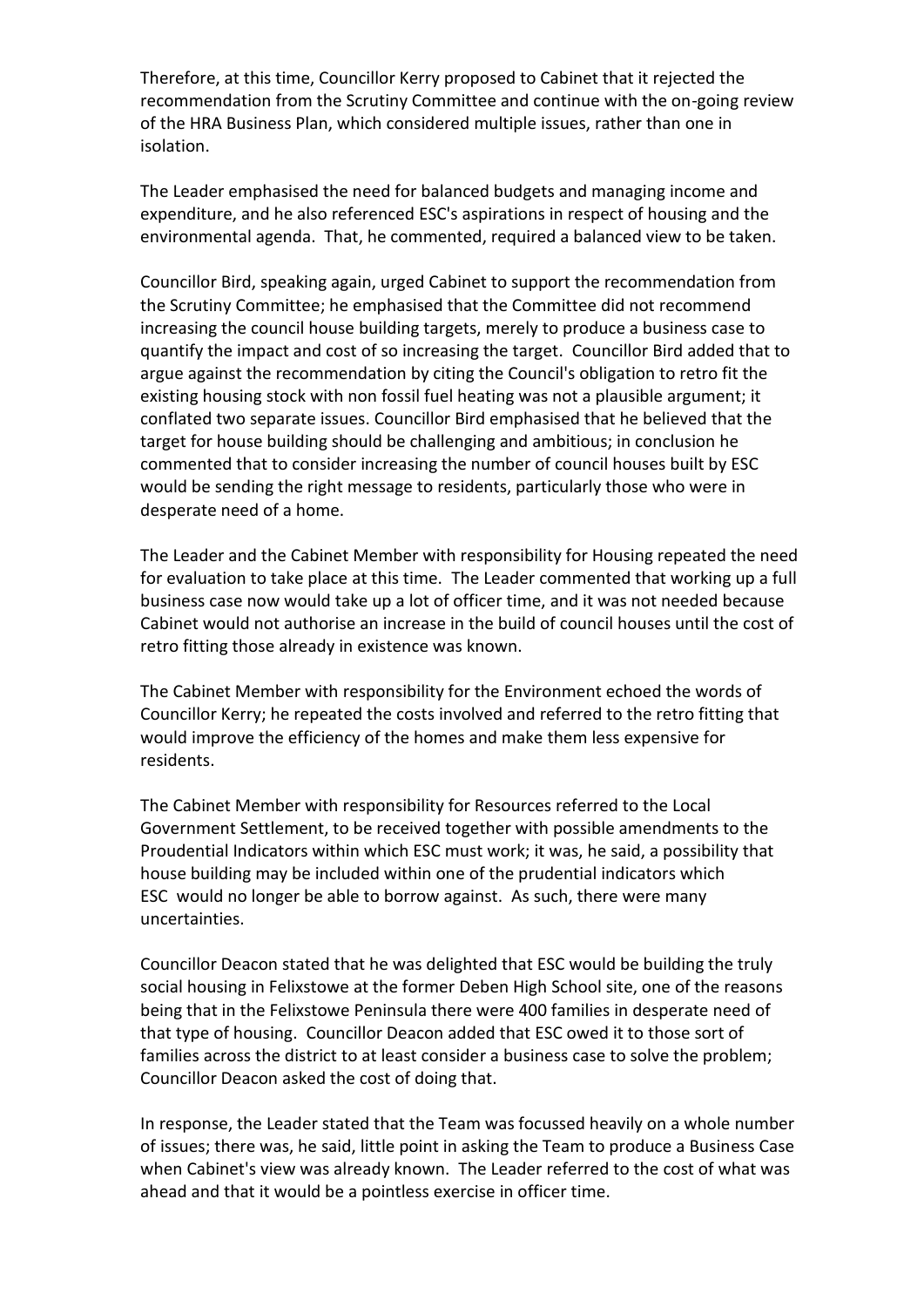Therefore, at this time, Councillor Kerry proposed to Cabinet that it rejected the recommendation from the Scrutiny Committee and continue with the on-going review of the HRA Business Plan, which considered multiple issues, rather than one in isolation.

The Leader emphasised the need for balanced budgets and managing income and expenditure, and he also referenced ESC's aspirations in respect of housing and the environmental agenda. That, he commented, required a balanced view to be taken.

Councillor Bird, speaking again, urged Cabinet to support the recommendation from the Scrutiny Committee; he emphasised that the Committee did not recommend increasing the council house building targets, merely to produce a business case to quantify the impact and cost of so increasing the target. Councillor Bird added that to argue against the recommendation by citing the Council's obligation to retro fit the existing housing stock with non fossil fuel heating was not a plausible argument; it conflated two separate issues. Councillor Bird emphasised that he believed that the target for house building should be challenging and ambitious; in conclusion he commented that to consider increasing the number of council houses built by ESC would be sending the right message to residents, particularly those who were in desperate need of a home.

The Leader and the Cabinet Member with responsibility for Housing repeated the need for evaluation to take place at this time. The Leader commented that working up a full business case now would take up a lot of officer time, and it was not needed because Cabinet would not authorise an increase in the build of council houses until the cost of retro fitting those already in existence was known.

The Cabinet Member with responsibility for the Environment echoed the words of Councillor Kerry; he repeated the costs involved and referred to the retro fitting that would improve the efficiency of the homes and make them less expensive for residents.

The Cabinet Member with responsibility for Resources referred to the Local Government Settlement, to be received together with possible amendments to the Proudential Indicators within which ESC must work; it was, he said, a possibility that house building may be included within one of the prudential indicators which ESC would no longer be able to borrow against. As such, there were many uncertainties.

Councillor Deacon stated that he was delighted that ESC would be building the truly social housing in Felixstowe at the former Deben High School site, one of the reasons being that in the Felixstowe Peninsula there were 400 families in desperate need of that type of housing. Councillor Deacon added that ESC owed it to those sort of families across the district to at least consider a business case to solve the problem; Councillor Deacon asked the cost of doing that.

In response, the Leader stated that the Team was focussed heavily on a whole number of issues; there was, he said, little point in asking the Team to produce a Business Case when Cabinet's view was already known. The Leader referred to the cost of what was ahead and that it would be a pointless exercise in officer time.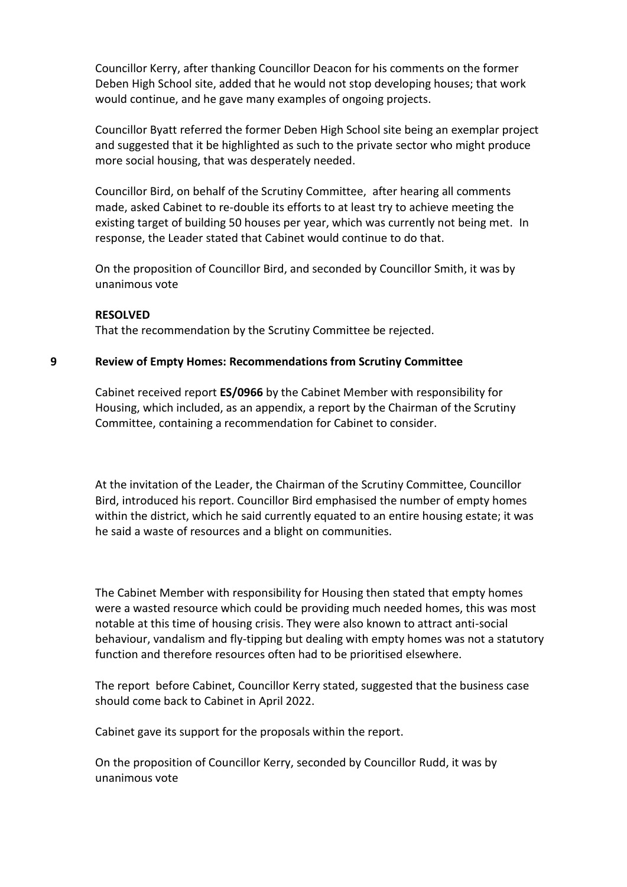Councillor Kerry, after thanking Councillor Deacon for his comments on the former Deben High School site, added that he would not stop developing houses; that work would continue, and he gave many examples of ongoing projects.

Councillor Byatt referred the former Deben High School site being an exemplar project and suggested that it be highlighted as such to the private sector who might produce more social housing, that was desperately needed.

Councillor Bird, on behalf of the Scrutiny Committee, after hearing all comments made, asked Cabinet to re-double its efforts to at least try to achieve meeting the existing target of building 50 houses per year, which was currently not being met. In response, the Leader stated that Cabinet would continue to do that.

On the proposition of Councillor Bird, and seconded by Councillor Smith, it was by unanimous vote

**RESOLVED**

That the recommendation by the Scrutiny Committee be rejected.

## 9 Review of Empty Homes: Recommendations from Scrutiny Committee

Cabinet received report **ES/0966** by the Cabinet Member with responsibility for Housing, which included, as an appendix, a report by the Chairman of the Scrutiny Committee, containing a recommendation for Cabinet to consider.

At the invitation of the Leader, the Chairman of the Scrutiny Committee, Councillor Bird, introduced his report. Councillor Bird emphasised the number of empty homes within the district, which he said currently equated to an entire housing estate; it was he said a waste of resources and a blight on communities.

The Cabinet Member with responsibility for Housing then stated that empty homes were a wasted resource which could be providing much needed homes, this was most notable at this time of housing crisis. They were also known to attract anti-social behaviour, vandalism and fly-tipping but dealing with empty homes was not a statutory function and therefore resources often had to be prioritised elsewhere.

The report before Cabinet, Councillor Kerry stated, suggested that the business case should come back to Cabinet in April 2022.

Cabinet gave its support for the proposals within the report.

On the proposition of Councillor Kerry, seconded by Councillor Rudd, it was by unanimous vote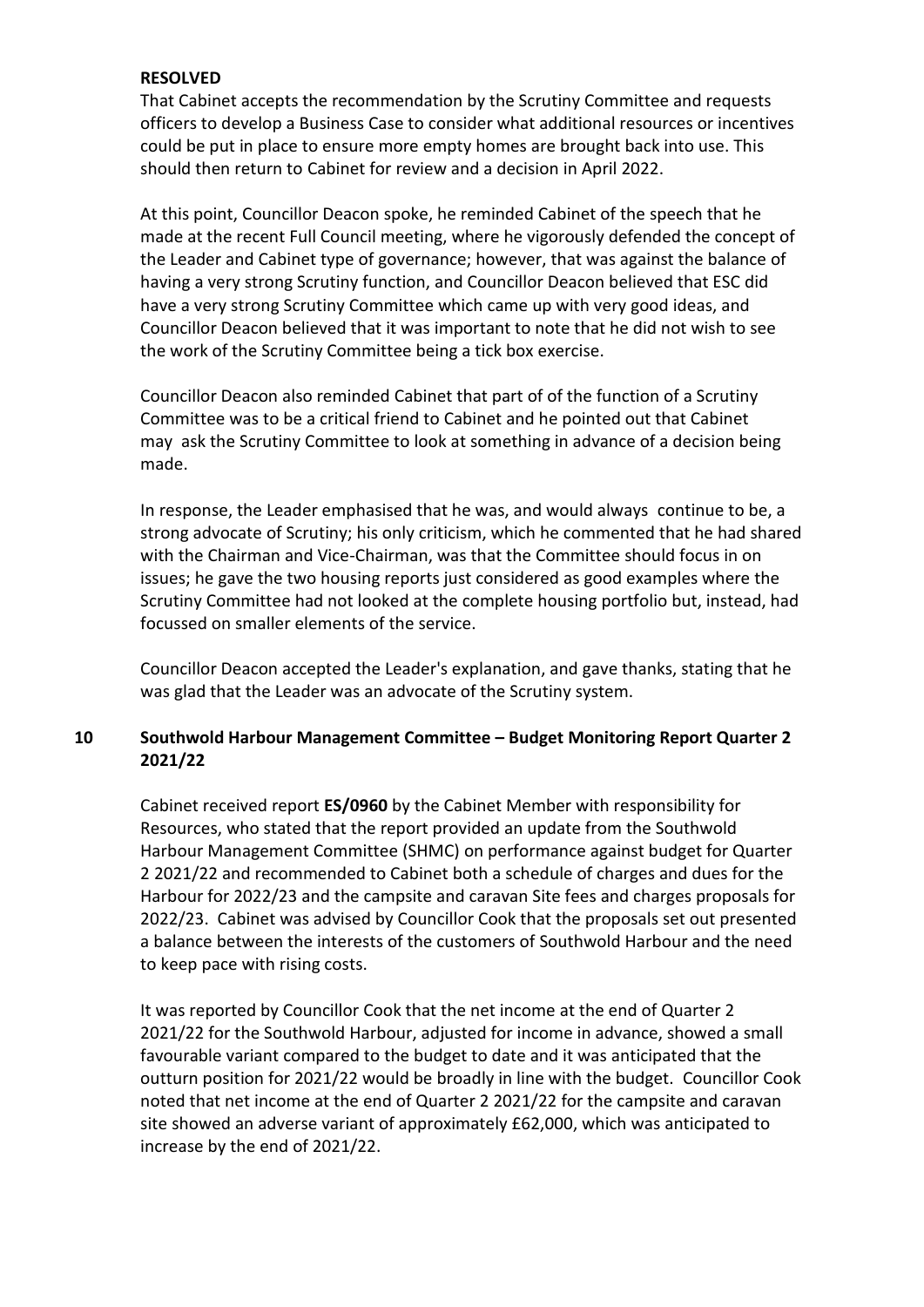**RESOLVED**

That Cabinet accepts the recommendation by the Scrutiny Committee and requests officers to develop a Business Case to consider what additional resources or incentives could be put in place to ensure more empty homes are brought back into use. This should then return to Cabinet for review and a decision in April 2022.

At this point, Councillor Deacon spoke, he reminded Cabinet of the speech that he made at the recent Full Council meeting, where he vigorously defended the concept of the Leader and Cabinet type of governance; however, that was against the balance of having a very strong Scrutiny function, and Councillor Deacon believed that ESC did have a very strong Scrutiny Committee which came up with very good ideas, and Councillor Deacon believed that it was important to note that he did not wish to see the work of the Scrutiny Committee being a tick box exercise.

Councillor Deacon also reminded Cabinet that part of of the function of a Scrutiny Committee was to be a critical friend to Cabinet and he pointed out that Cabinet may ask the Scrutiny Committee to look at something in advance of a decision being made.

In response, the Leader emphasised that he was, and would always continue to be, a strong advocate of Scrutiny; his only criticism, which he commented that he had shared with the Chairman and Vice-Chairman, was that the Committee should focus in on issues; he gave the two housing reports just considered as good examples where the Scrutiny Committee had not looked at the complete housing portfolio but, instead, had focussed on smaller elements of the service.

Councillor Deacon accepted the Leader's explanation, and gave thanks, stating that he was glad that the Leader was an advocate of the Scrutiny system.

## 10 Southwold Harbour Management Committee – Budget Monitoring Report Quarter 2 2021/22

Cabinet received report **ES/0960** by the Cabinet Member with responsibility for Resources, who stated that the report provided an update from the Southwold Harbour Management Committee (SHMC) on performance against budget for Quarter 2 2021/22 and recommended to Cabinet both a schedule of charges and dues for the Harbour for 2022/23 and the campsite and caravan Site fees and charges proposals for 2022/23. Cabinet was advised by Councillor Cook that the proposals set out presented a balance between the interests of the customers of Southwold Harbour and the need to keep pace with rising costs.

It was reported by Councillor Cook that the net income at the end of Quarter 2 2021/22 for the Southwold Harbour, adjusted for income in advance, showed a small favourable variant compared to the budget to date and it was anticipated that the outturn position for 2021/22 would be broadly in line with the budget. Councillor Cook noted that net income at the end of Quarter 2 2021/22 for the campsite and caravan site showed an adverse variant of approximately £62,000, which was anticipated to increase by the end of 2021/22.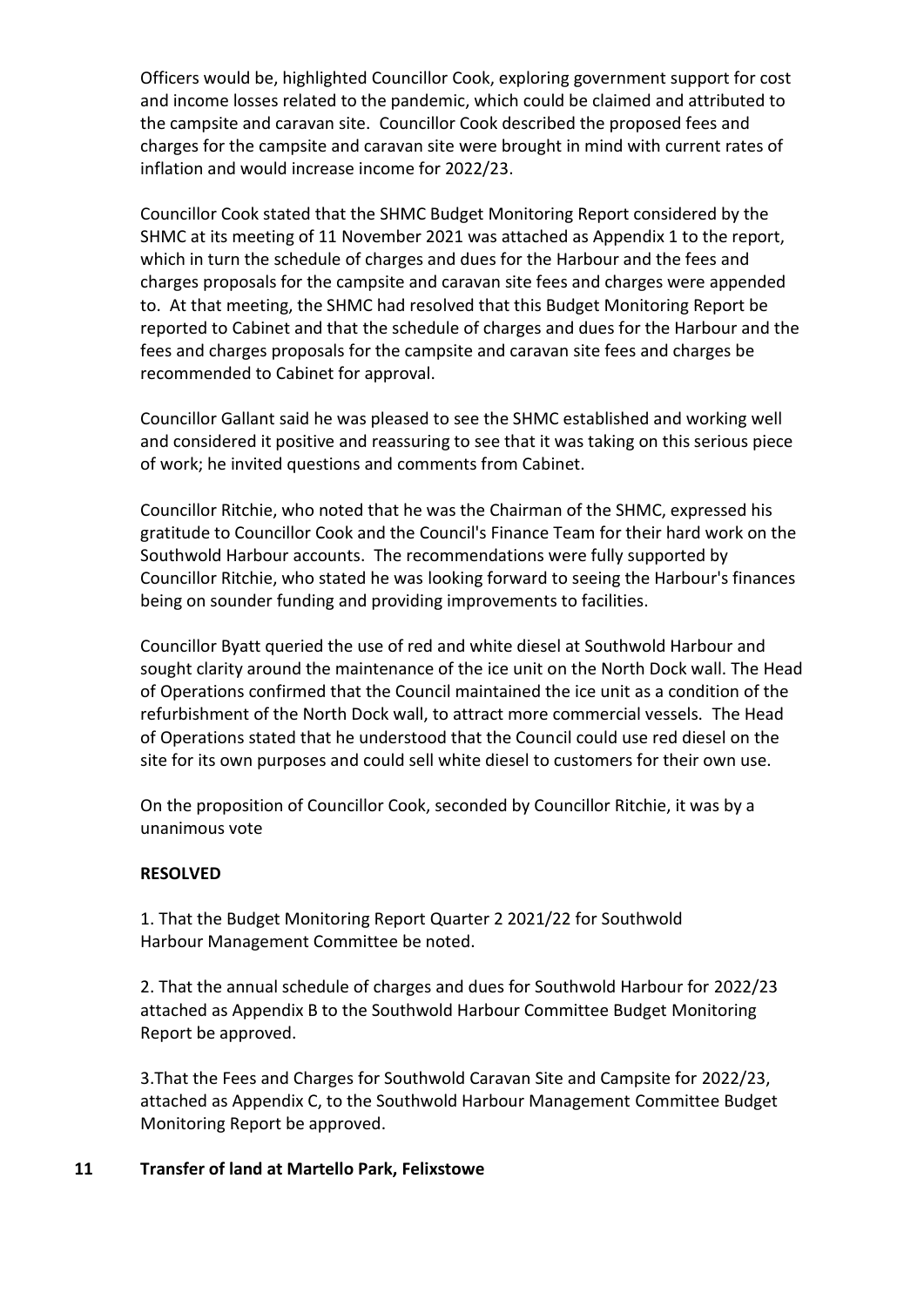Officers would be, highlighted Councillor Cook, exploring government support for cost and income losses related to the pandemic, which could be claimed and attributed to the campsite and caravan site. Councillor Cook described the proposed fees and charges for the campsite and caravan site were brought in mind with current rates of inflation and would increase income for 2022/23.

Councillor Cook stated that the SHMC Budget Monitoring Report considered by the SHMC at its meeting of 11 November 2021 was attached as Appendix 1 to the report, which in turn the schedule of charges and dues for the Harbour and the fees and charges proposals for the campsite and caravan site fees and charges were appended to. At that meeting, the SHMC had resolved that this Budget Monitoring Report be reported to Cabinet and that the schedule of charges and dues for the Harbour and the fees and charges proposals for the campsite and caravan site fees and charges be recommended to Cabinet for approval.

Councillor Gallant said he was pleased to see the SHMC established and working well and considered it positive and reassuring to see that it was taking on this serious piece of work; he invited questions and comments from Cabinet.

Councillor Ritchie, who noted that he was the Chairman of the SHMC, expressed his gratitude to Councillor Cook and the Council's Finance Team for their hard work on the Southwold Harbour accounts. The recommendations were fully supported by Councillor Ritchie, who stated he was looking forward to seeing the Harbour's finances being on sounder funding and providing improvements to facilities.

Councillor Byatt queried the use of red and white diesel at Southwold Harbour and sought clarity around the maintenance of the ice unit on the North Dock wall. The Head of Operations confirmed that the Council maintained the ice unit as a condition of the refurbishment of the North Dock wall, to attract more commercial vessels. The Head of Operations stated that he understood that the Council could use red diesel on the site for its own purposes and could sell white diesel to customers for their own use.

On the proposition of Councillor Cook, seconded by Councillor Ritchie, it was by a unanimous vote

**RESOLVED**

1. That the Budget Monitoring Report Quarter 2 2021/22 for Southwold Harbour Management Committee be noted.

2. That the annual schedule of charges and dues for Southwold Harbour for 2022/23 attached as Appendix B to the Southwold Harbour Committee Budget Monitoring Report be approved.

3.That the Fees and Charges for Southwold Caravan Site and Campsite for 2022/23, attached as Appendix C, to the Southwold Harbour Management Committee Budget Monitoring Report be approved.

## 11 Transfer of land at Martello Park, Felixstowe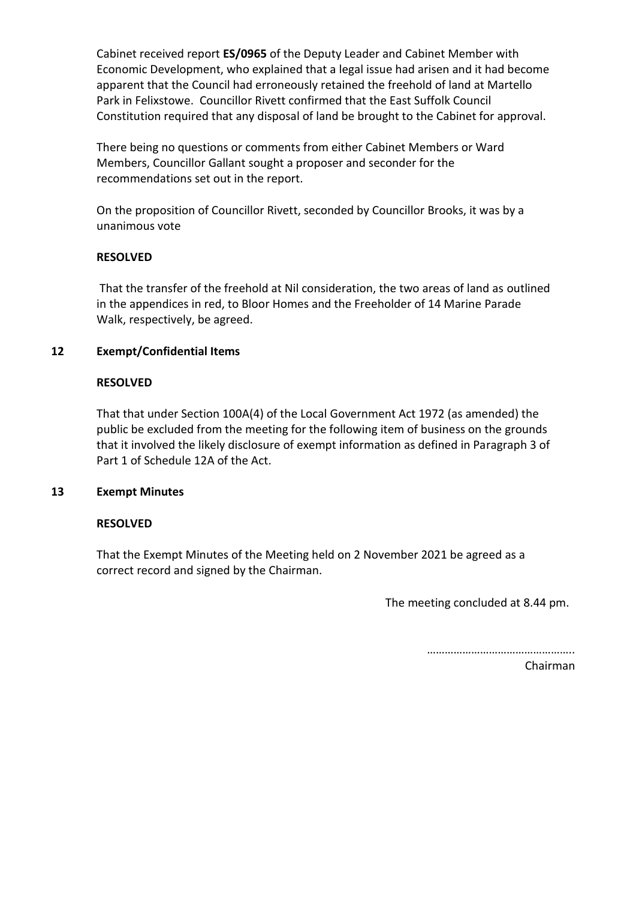Cabinet received report **ES/0965** of the Deputy Leader and Cabinet Member with Economic Development, who explained that a legal issue had arisen and it had become apparent that the Council had erroneously retained the freehold of land at Martello Park in Felixstowe. Councillor Rivett confirmed that the East Suffolk Council Constitution required that any disposal of land be brought to the Cabinet for approval.

There being no questions or comments from either Cabinet Members or Ward Members, Councillor Gallant sought a proposer and seconder for the recommendations set out in the report.

On the proposition of Councillor Rivett, seconded by Councillor Brooks, it was by a unanimous vote

**RESOLVED**

That the transfer of the freehold at Nil consideration, the two areas of land as outlined in the appendices in red, to Bloor Homes and the Freeholder of 14 Marine Parade Walk, respectively, be agreed.

## 12 Exempt/Confidential Items

**RESOLVED**

That that under Section 100A(4) of the Local Government Act 1972 (as amended) the public be excluded from the meeting for the following item of business on the grounds that it involved the likely disclosure of exempt information as defined in Paragraph 3 of Part 1 of Schedule 12A of the Act.

## 13 Exempt Minutes

**RESOLVED**

That the Exempt Minutes of the Meeting held on 2 November 2021 be agreed as a correct record and signed by the Chairman.

The meeting concluded at 8.44 pm.

…………………………………………..
Chairman